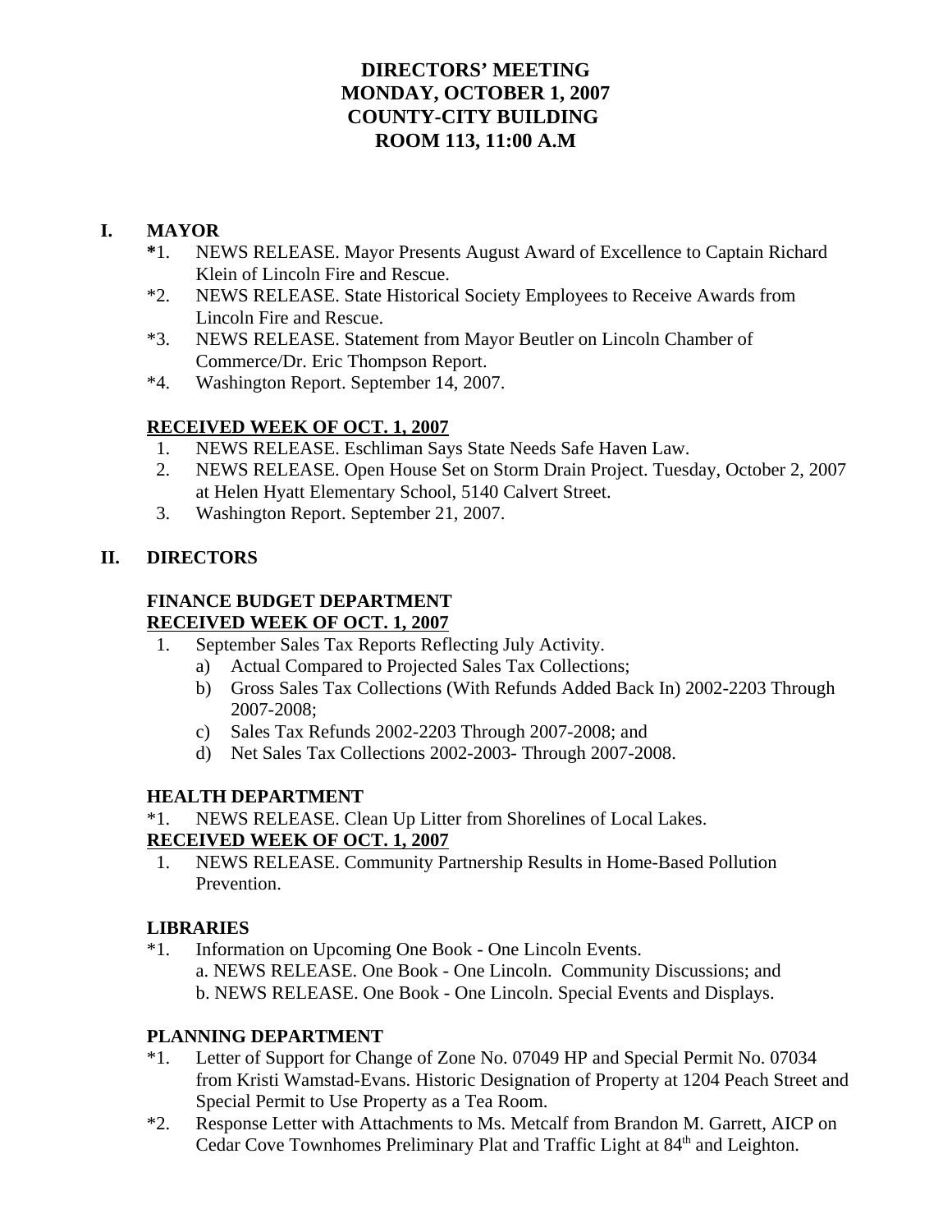# DIRECTORS' MEETING
# MONDAY, OCTOBER 1, 2007
# COUNTY-CITY BUILDING
# ROOM 113, 11:00 A.M

## I. MAYOR

*1. NEWS RELEASE. Mayor Presents August Award of Excellence to Captain Richard Klein of Lincoln Fire and Rescue.

*2. NEWS RELEASE. State Historical Society Employees to Receive Awards from Lincoln Fire and Rescue.

*3. NEWS RELEASE. Statement from Mayor Beutler on Lincoln Chamber of Commerce/Dr. Eric Thompson Report.

*4. Washington Report. September 14, 2007.

**RECEIVED WEEK OF OCT. 1, 2007**

1. NEWS RELEASE. Eschliman Says State Needs Safe Haven Law.
2. NEWS RELEASE. Open House Set on Storm Drain Project. Tuesday, October 2, 2007 at Helen Hyatt Elementary School, 5140 Calvert Street.
3. Washington Report. September 21, 2007.

## II. DIRECTORS

### FINANCE BUDGET DEPARTMENT

**RECEIVED WEEK OF OCT. 1, 2007**

1. September Sales Tax Reports Reflecting July Activity.
   a) Actual Compared to Projected Sales Tax Collections;
   b) Gross Sales Tax Collections (With Refunds Added Back In) 2002-2203 Through 2007-2008;
   c) Sales Tax Refunds 2002-2203 Through 2007-2008; and
   d) Net Sales Tax Collections 2002-2003- Through 2007-2008.

### HEALTH DEPARTMENT

*1. NEWS RELEASE. Clean Up Litter from Shorelines of Local Lakes.

**RECEIVED WEEK OF OCT. 1, 2007**

1. NEWS RELEASE. Community Partnership Results in Home-Based Pollution Prevention.

### LIBRARIES

*1. Information on Upcoming One Book - One Lincoln Events.
   a. NEWS RELEASE. One Book - One Lincoln. Community Discussions; and
   b. NEWS RELEASE. One Book - One Lincoln. Special Events and Displays.

### PLANNING DEPARTMENT

*1. Letter of Support for Change of Zone No. 07049 HP and Special Permit No. 07034 from Kristi Wamstad-Evans. Historic Designation of Property at 1204 Peach Street and Special Permit to Use Property as a Tea Room.

*2. Response Letter with Attachments to Ms. Metcalf from Brandon M. Garrett, AICP on Cedar Cove Townhomes Preliminary Plat and Traffic Light at 84th and Leighton.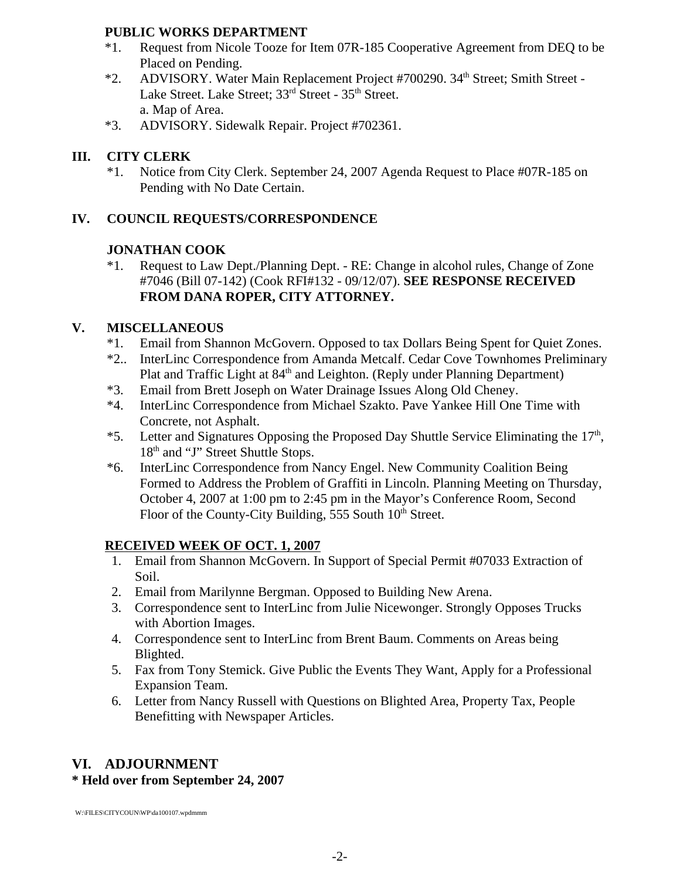**PUBLIC WORKS DEPARTMENT**

*1. Request from Nicole Tooze for Item 07R-185 Cooperative Agreement from DEQ to be Placed on Pending.

*2. ADVISORY. Water Main Replacement Project #700290. 34th Street; Smith Street - Lake Street. Lake Street; 33rd Street - 35th Street.
a. Map of Area.

*3. ADVISORY. Sidewalk Repair. Project #702361.

## III. CITY CLERK

*1. Notice from City Clerk. September 24, 2007 Agenda Request to Place #07R-185 on Pending with No Date Certain.

## IV. COUNCIL REQUESTS/CORRESPONDENCE

**JONATHAN COOK**

*1. Request to Law Dept./Planning Dept. - RE: Change in alcohol rules, Change of Zone #7046 (Bill 07-142) (Cook RFI#132 - 09/12/07). **SEE RESPONSE RECEIVED FROM DANA ROPER, CITY ATTORNEY.**

## V. MISCELLANEOUS

*1. Email from Shannon McGovern. Opposed to tax Dollars Being Spent for Quiet Zones.

*2.. InterLinc Correspondence from Amanda Metcalf. Cedar Cove Townhomes Preliminary Plat and Traffic Light at 84th and Leighton. (Reply under Planning Department)

*3. Email from Brett Joseph on Water Drainage Issues Along Old Cheney.

*4. InterLinc Correspondence from Michael Szakto. Pave Yankee Hill One Time with Concrete, not Asphalt.

*5. Letter and Signatures Opposing the Proposed Day Shuttle Service Eliminating the 17th, 18th and "J" Street Shuttle Stops.

*6. InterLinc Correspondence from Nancy Engel. New Community Coalition Being Formed to Address the Problem of Graffiti in Lincoln. Planning Meeting on Thursday, October 4, 2007 at 1:00 pm to 2:45 pm in the Mayor's Conference Room, Second Floor of the County-City Building, 555 South 10th Street.

**RECEIVED WEEK OF OCT. 1, 2007**

1. Email from Shannon McGovern. In Support of Special Permit #07033 Extraction of Soil.
2. Email from Marilynne Bergman. Opposed to Building New Arena.
3. Correspondence sent to InterLinc from Julie Nicewonger. Strongly Opposes Trucks with Abortion Images.
4. Correspondence sent to InterLinc from Brent Baum. Comments on Areas being Blighted.
5. Fax from Tony Stemick. Give Public the Events They Want, Apply for a Professional Expansion Team.
6. Letter from Nancy Russell with Questions on Blighted Area, Property Tax, People Benefitting with Newspaper Articles.

## VI. ADJOURNMENT

**\* Held over from September 24, 2007**

W:\FILES\CITYCOUN\WP\da100107.wpdmmm